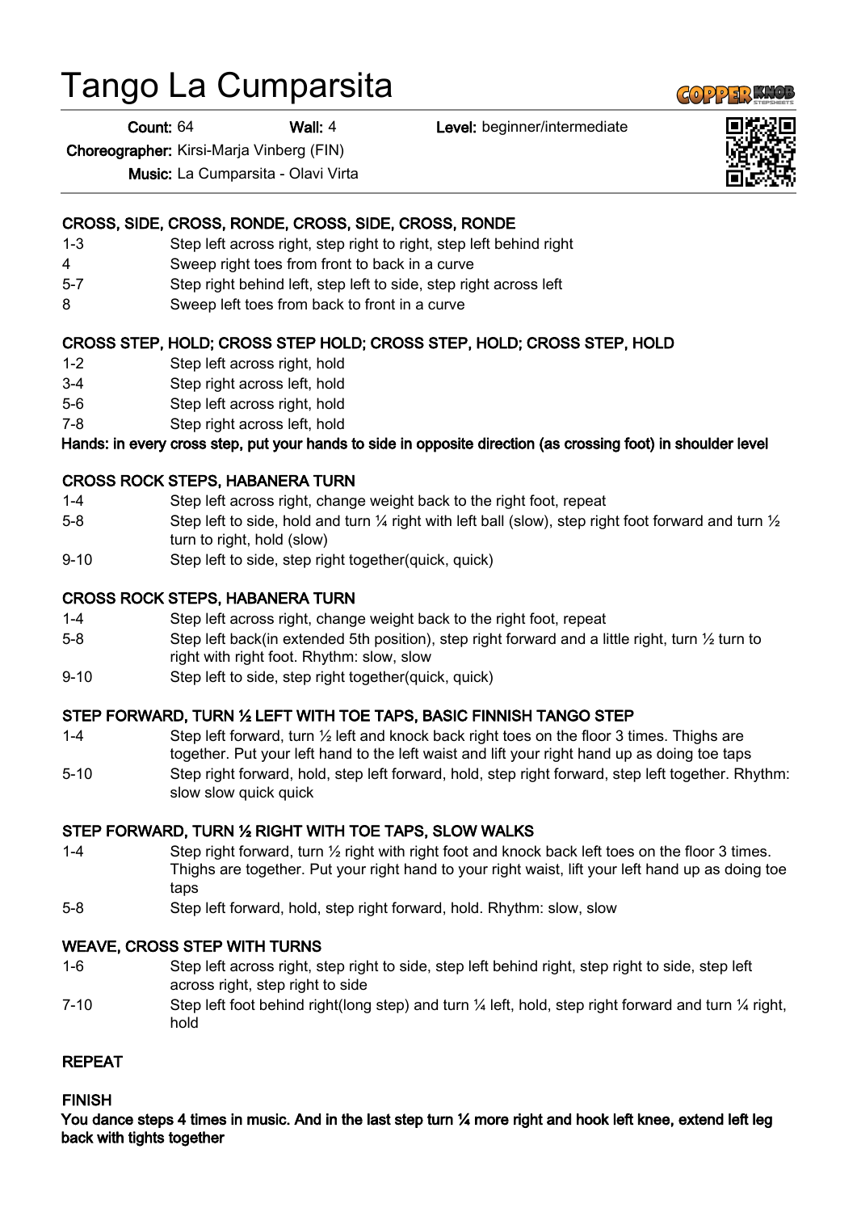# Tango La Cumparsita

**Count:** 64 **Wall:** 4 **Level:** beginner/intermediate

**Choreographer:** Kirsi-Marja Vinberg (FIN)

**Music:** La Cumparsita - Olavi Virta

**CROSS, SIDE, CROSS, RONDE, CROSS, SIDE, CROSS, RONDE**

| | |
|---|---|
| 1-3 | Step left across right, step right to right, step left behind right |
| 4 | Sweep right toes from front to back in a curve |
| 5-7 | Step right behind left, step left to side, step right across left |
| 8 | Sweep left toes from back to front in a curve |

**CROSS STEP, HOLD; CROSS STEP HOLD; CROSS STEP, HOLD; CROSS STEP, HOLD**

| | |
|---|---|
| 1-2 | Step left across right, hold |
| 3-4 | Step right across left, hold |
| 5-6 | Step left across right, hold |
| 7-8 | Step right across left, hold |

**Hands: in every cross step, put your hands to side in opposite direction (as crossing foot) in shoulder level**

**CROSS ROCK STEPS, HABANERA TURN**

| | |
|---|---|
| 1-4 | Step left across right, change weight back to the right foot, repeat |
| 5-8 | Step left to side, hold and turn ¼ right with left ball (slow), step right foot forward and turn ½ turn to right, hold (slow) |
| 9-10 | Step left to side, step right together(quick, quick) |

**CROSS ROCK STEPS, HABANERA TURN**

| | |
|---|---|
| 1-4 | Step left across right, change weight back to the right foot, repeat |
| 5-8 | Step left back(in extended 5th position), step right forward and a little right, turn ½ turn to right with right foot. Rhythm: slow, slow |
| 9-10 | Step left to side, step right together(quick, quick) |

**STEP FORWARD, TURN ½ LEFT WITH TOE TAPS, BASIC FINNISH TANGO STEP**

| | |
|---|---|
| 1-4 | Step left forward, turn ½ left and knock back right toes on the floor 3 times. Thighs are together. Put your left hand to the left waist and lift your right hand up as doing toe taps |
| 5-10 | Step right forward, hold, step left forward, hold, step right forward, step left together. Rhythm: slow slow quick quick |

**STEP FORWARD, TURN ½ RIGHT WITH TOE TAPS, SLOW WALKS**

| | |
|---|---|
| 1-4 | Step right forward, turn ½ right with right foot and knock back left toes on the floor 3 times. Thighs are together. Put your right hand to your right waist, lift your left hand up as doing toe taps |
| 5-8 | Step left forward, hold, step right forward, hold. Rhythm: slow, slow |

**WEAVE, CROSS STEP WITH TURNS**

| | |
|---|---|
| 1-6 | Step left across right, step right to side, step left behind right, step right to side, step left across right, step right to side |
| 7-10 | Step left foot behind right(long step) and turn ¼ left, hold, step right forward and turn ¼ right, hold |

**REPEAT**

**FINISH**

**You dance steps 4 times in music. And in the last step turn ¼ more right and hook left knee, extend left leg back with tights together**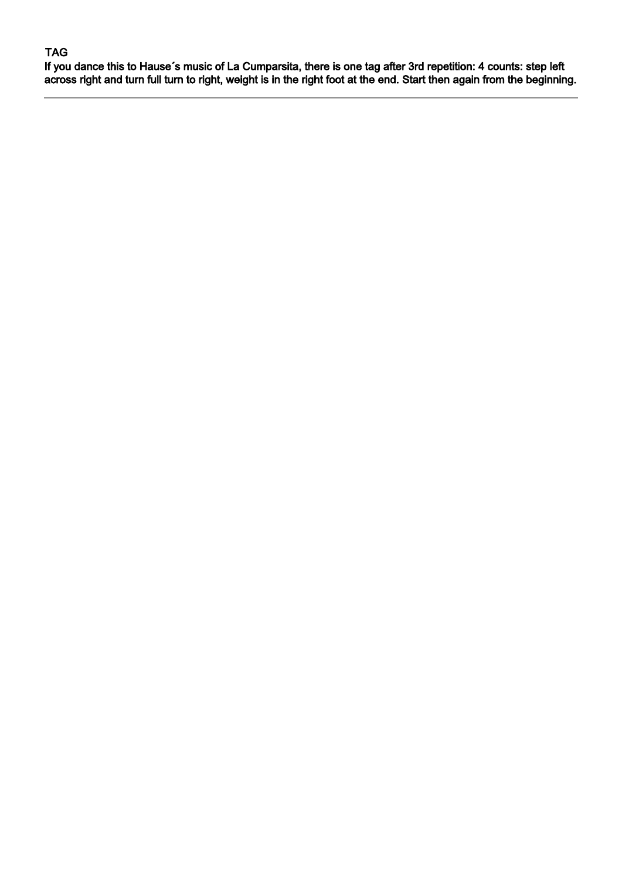TAG

**If you dance this to Hause´s music of La Cumparsita, there is one tag after 3rd repetition: 4 counts: step left across right and turn full turn to right, weight is in the right foot at the end. Start then again from the beginning.**

---